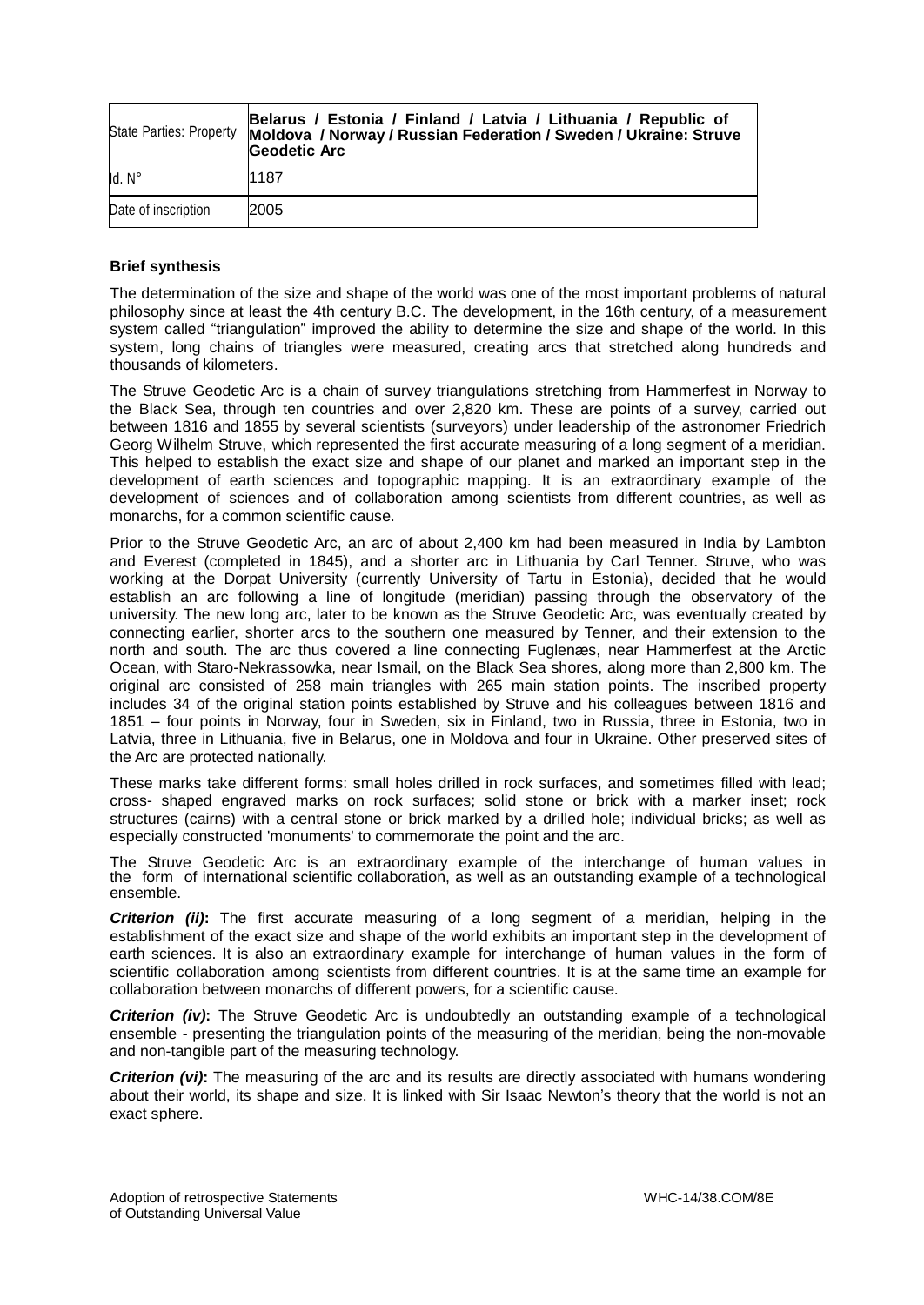| State Parties: Property | **Belarus / Estonia / Finland / Latvia / Lithuania / Republic of Moldova / Norway / Russian Federation / Sweden / Ukraine: Struve Geodetic Arc** |
|---|---|
| Id. N° | 1187 |
| Date of inscription | 2005 |

**Brief synthesis**

The determination of the size and shape of the world was one of the most important problems of natural philosophy since at least the 4th century B.C. The development, in the 16th century, of a measurement system called "triangulation" improved the ability to determine the size and shape of the world. In this system, long chains of triangles were measured, creating arcs that stretched along hundreds and thousands of kilometers.

The Struve Geodetic Arc is a chain of survey triangulations stretching from Hammerfest in Norway to the Black Sea, through ten countries and over 2,820 km. These are points of a survey, carried out between 1816 and 1855 by several scientists (surveyors) under leadership of the astronomer Friedrich Georg Wilhelm Struve, which represented the first accurate measuring of a long segment of a meridian. This helped to establish the exact size and shape of our planet and marked an important step in the development of earth sciences and topographic mapping. It is an extraordinary example of the development of sciences and of collaboration among scientists from different countries, as well as monarchs, for a common scientific cause.

Prior to the Struve Geodetic Arc, an arc of about 2,400 km had been measured in India by Lambton and Everest (completed in 1845), and a shorter arc in Lithuania by Carl Tenner. Struve, who was working at the Dorpat University (currently University of Tartu in Estonia), decided that he would establish an arc following a line of longitude (meridian) passing through the observatory of the university. The new long arc, later to be known as the Struve Geodetic Arc, was eventually created by connecting earlier, shorter arcs to the southern one measured by Tenner, and their extension to the north and south. The arc thus covered a line connecting Fuglenæs, near Hammerfest at the Arctic Ocean, with Staro-Nekrassowka, near Ismail, on the Black Sea shores, along more than 2,800 km. The original arc consisted of 258 main triangles with 265 main station points. The inscribed property includes 34 of the original station points established by Struve and his colleagues between 1816 and 1851 – four points in Norway, four in Sweden, six in Finland, two in Russia, three in Estonia, two in Latvia, three in Lithuania, five in Belarus, one in Moldova and four in Ukraine. Other preserved sites of the Arc are protected nationally.

These marks take different forms: small holes drilled in rock surfaces, and sometimes filled with lead; cross- shaped engraved marks on rock surfaces; solid stone or brick with a marker inset; rock structures (cairns) with a central stone or brick marked by a drilled hole; individual bricks; as well as especially constructed 'monuments' to commemorate the point and the arc.

The Struve Geodetic Arc is an extraordinary example of the interchange of human values in the form of international scientific collaboration, as well as an outstanding example of a technological ensemble.

***Criterion (ii)*:** The first accurate measuring of a long segment of a meridian, helping in the establishment of the exact size and shape of the world exhibits an important step in the development of earth sciences. It is also an extraordinary example for interchange of human values in the form of scientific collaboration among scientists from different countries. It is at the same time an example for collaboration between monarchs of different powers, for a scientific cause.

***Criterion (iv)*:** The Struve Geodetic Arc is undoubtedly an outstanding example of a technological ensemble - presenting the triangulation points of the measuring of the meridian, being the non-movable and non-tangible part of the measuring technology.

***Criterion (vi)*:** The measuring of the arc and its results are directly associated with humans wondering about their world, its shape and size. It is linked with Sir Isaac Newton's theory that the world is not an exact sphere.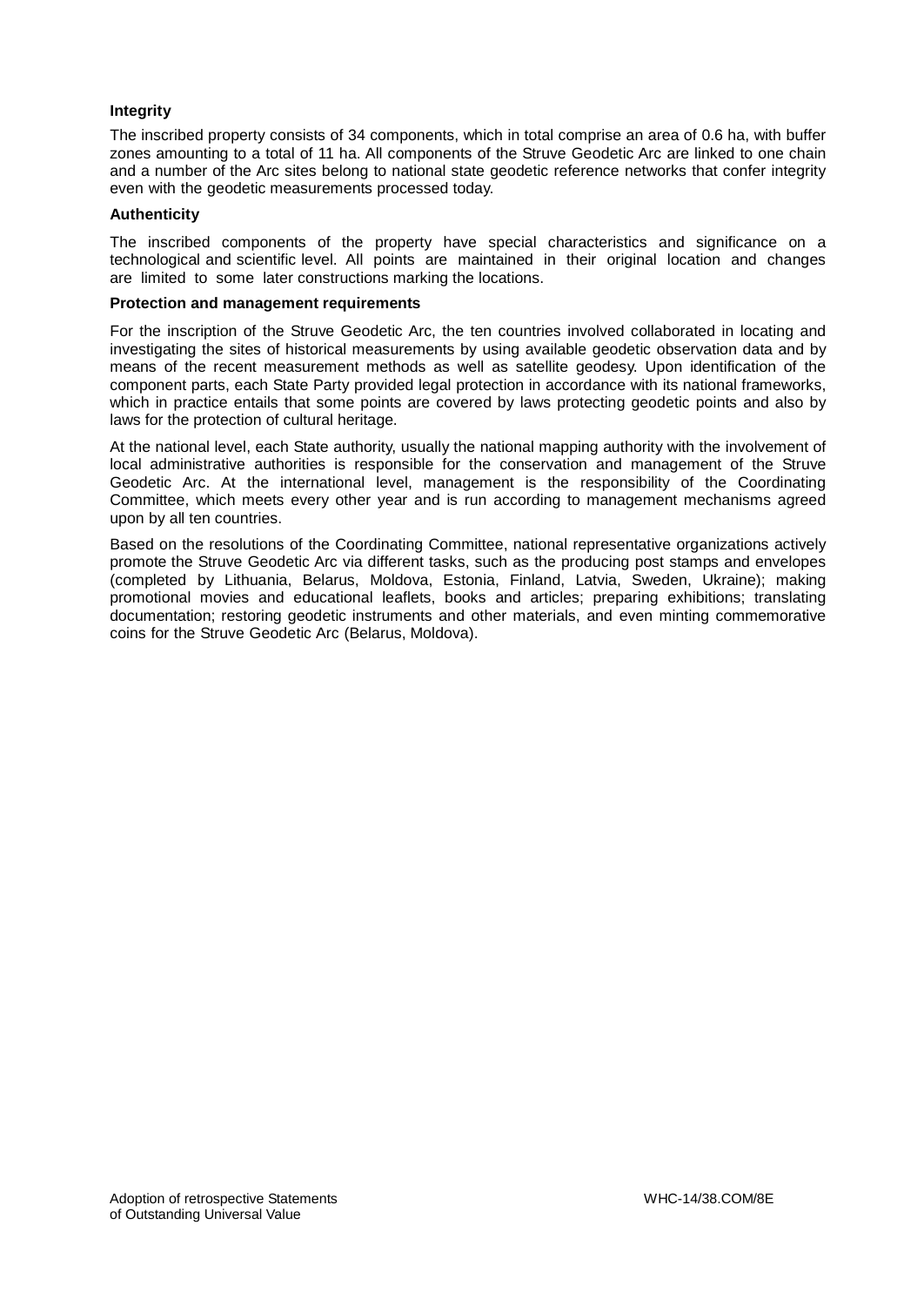**Integrity**

The inscribed property consists of 34 components, which in total comprise an area of 0.6 ha, with buffer zones amounting to a total of 11 ha. All components of the Struve Geodetic Arc are linked to one chain and a number of the Arc sites belong to national state geodetic reference networks that confer integrity even with the geodetic measurements processed today.

**Authenticity**

The inscribed components of the property have special characteristics and significance on a technological and scientific level. All points are maintained in their original location and changes are limited to some later constructions marking the locations.

**Protection and management requirements**

For the inscription of the Struve Geodetic Arc, the ten countries involved collaborated in locating and investigating the sites of historical measurements by using available geodetic observation data and by means of the recent measurement methods as well as satellite geodesy. Upon identification of the component parts, each State Party provided legal protection in accordance with its national frameworks, which in practice entails that some points are covered by laws protecting geodetic points and also by laws for the protection of cultural heritage.

At the national level, each State authority, usually the national mapping authority with the involvement of local administrative authorities is responsible for the conservation and management of the Struve Geodetic Arc. At the international level, management is the responsibility of the Coordinating Committee, which meets every other year and is run according to management mechanisms agreed upon by all ten countries.

Based on the resolutions of the Coordinating Committee, national representative organizations actively promote the Struve Geodetic Arc via different tasks, such as the producing post stamps and envelopes (completed by Lithuania, Belarus, Moldova, Estonia, Finland, Latvia, Sweden, Ukraine); making promotional movies and educational leaflets, books and articles; preparing exhibitions; translating documentation; restoring geodetic instruments and other materials, and even minting commemorative coins for the Struve Geodetic Arc (Belarus, Moldova).